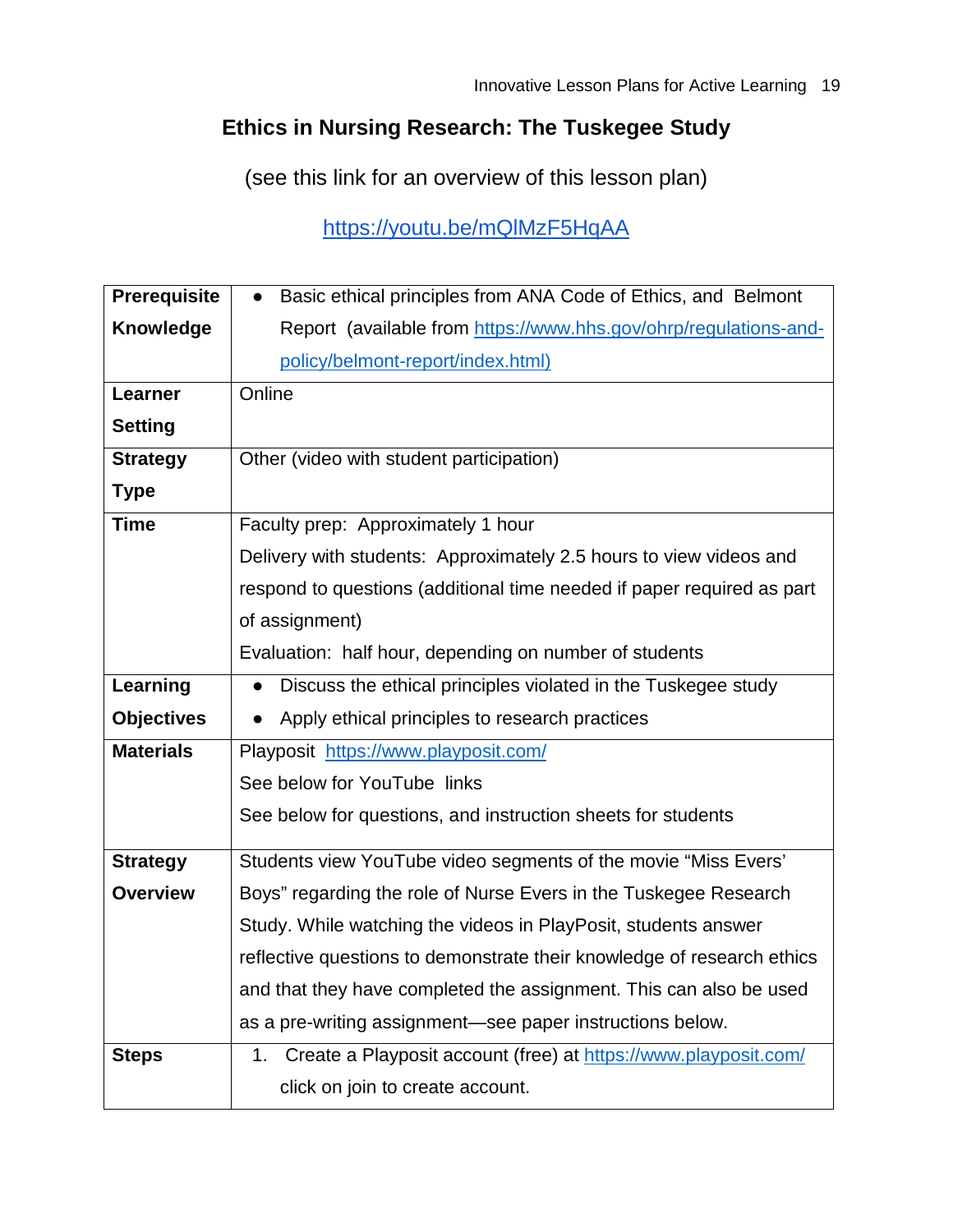# Ethics in Nursing Research: The Tuskegee Study

(see this link for an overview of this lesson plan)

https://youtu.be/mQlMzF5HqAA

| | |
|---|---|
| **Prerequisite Knowledge** | • Basic ethical principles from ANA Code of Ethics, and Belmont Report (available from https://www.hhs.gov/ohrp/regulations-and-policy/belmont-report/index.html) |
| **Learner Setting** | Online |
| **Strategy Type** | Other (video with student participation) |
| **Time** | Faculty prep: Approximately 1 hour<br>Delivery with students: Approximately 2.5 hours to view videos and respond to questions (additional time needed if paper required as part of assignment)<br>Evaluation: half hour, depending on number of students |
| **Learning Objectives** | • Discuss the ethical principles violated in the Tuskegee study<br>• Apply ethical principles to research practices |
| **Materials** | Playposit https://www.playposit.com/<br>See below for YouTube links<br>See below for questions, and instruction sheets for students |
| **Strategy Overview** | Students view YouTube video segments of the movie "Miss Evers' Boys" regarding the role of Nurse Evers in the Tuskegee Research Study. While watching the videos in PlayPosit, students answer reflective questions to demonstrate their knowledge of research ethics and that they have completed the assignment. This can also be used as a pre-writing assignment—see paper instructions below. |
| **Steps** | 1. Create a Playposit account (free) at https://www.playposit.com/ click on join to create account. |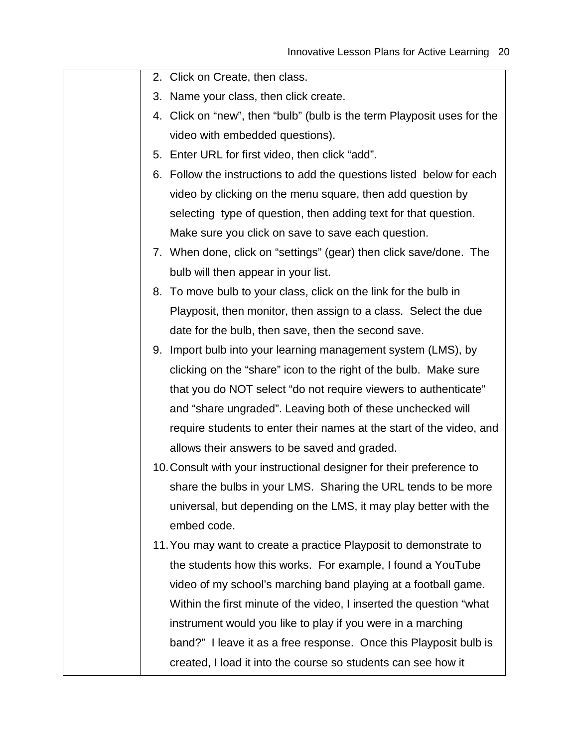|  | 2. Click on Create, then class.<br>3. Name your class, then click create.<br>4. Click on "new", then "bulb" (bulb is the term Playposit uses for the video with embedded questions).<br>5. Enter URL for first video, then click "add".<br>6. Follow the instructions to add the questions listed below for each video by clicking on the menu square, then add question by selecting type of question, then adding text for that question. Make sure you click on save to save each question.<br>7. When done, click on "settings" (gear) then click save/done. The bulb will then appear in your list.<br>8. To move bulb to your class, click on the link for the bulb in Playposit, then monitor, then assign to a class. Select the due date for the bulb, then save, then the second save.<br>9. Import bulb into your learning management system (LMS), by clicking on the "share" icon to the right of the bulb. Make sure that you do NOT select "do not require viewers to authenticate" and "share ungraded". Leaving both of these unchecked will require students to enter their names at the start of the video, and allows their answers to be saved and graded.<br>10. Consult with your instructional designer for their preference to share the bulbs in your LMS. Sharing the URL tends to be more universal, but depending on the LMS, it may play better with the embed code.<br>11. You may want to create a practice Playposit to demonstrate to the students how this works. For example, I found a YouTube video of my school's marching band playing at a football game. Within the first minute of the video, I inserted the question "what instrument would you like to play if you were in a marching band?" I leave it as a free response. Once this Playposit bulb is created, I load it into the course so students can see how it |
|---|---|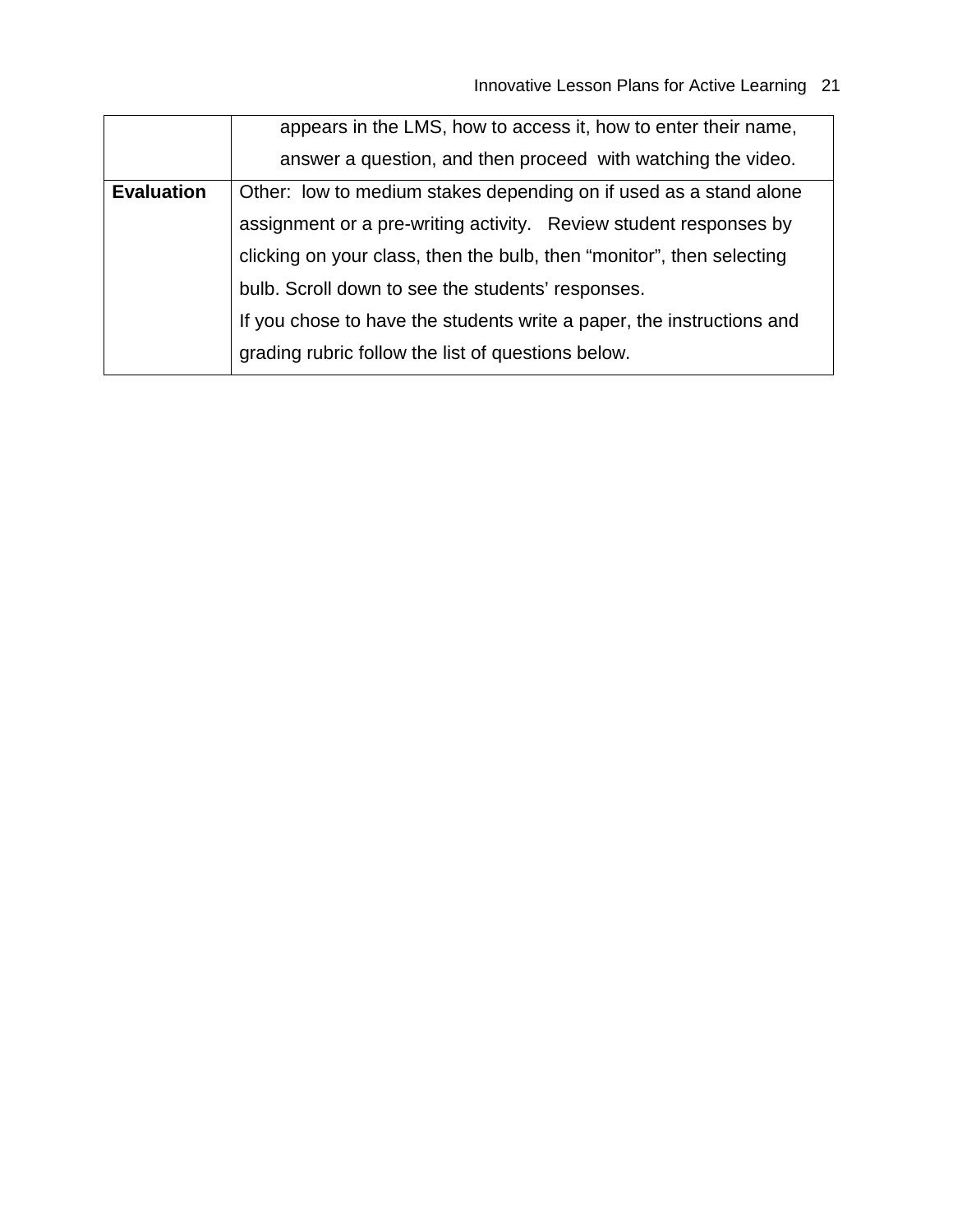|  |  |
|---|---|
|  | appears in the LMS, how to access it, how to enter their name, answer a question, and then proceed with watching the video. |
| **Evaluation** | Other: low to medium stakes depending on if used as a stand alone assignment or a pre-writing activity. Review student responses by clicking on your class, then the bulb, then “monitor”, then selecting bulb. Scroll down to see the students’ responses.<br>If you chose to have the students write a paper, the instructions and grading rubric follow the list of questions below. |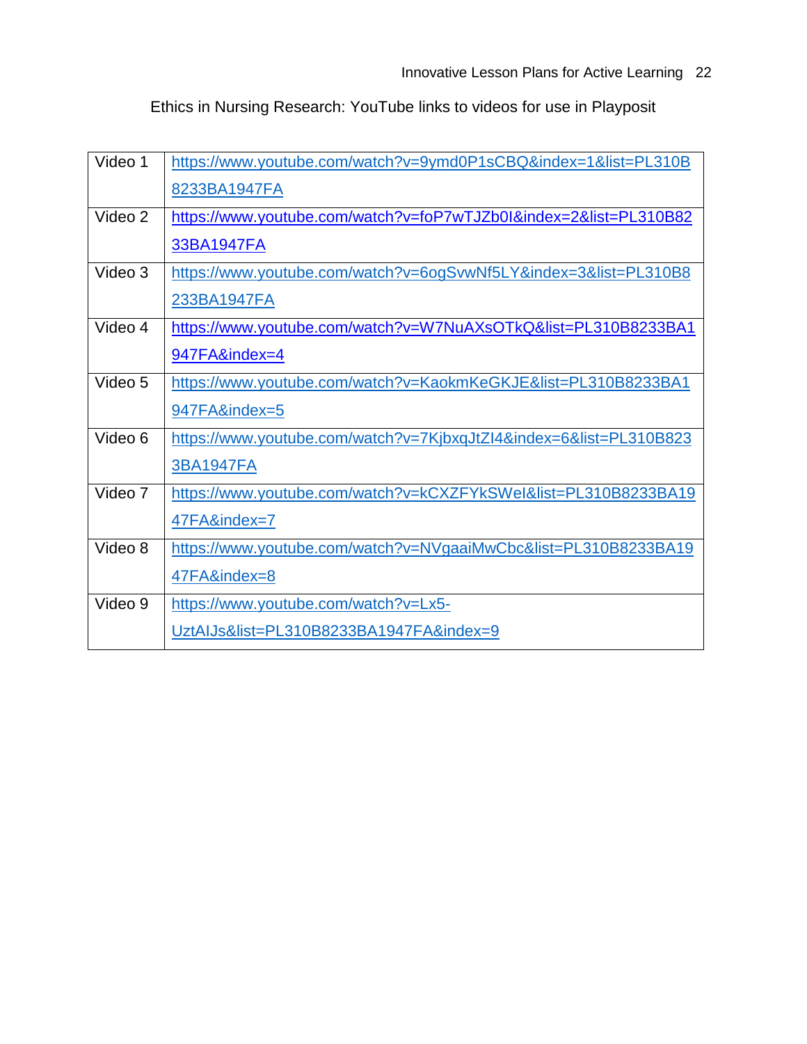Ethics in Nursing Research: YouTube links to videos for use in Playposit

| | |
|---|---|
| Video 1 | https://www.youtube.com/watch?v=9ymd0P1sCBQ&index=1&list=PL310B8233BA1947FA |
| Video 2 | https://www.youtube.com/watch?v=foP7wTJZb0I&index=2&list=PL310B8233BA1947FA |
| Video 3 | https://www.youtube.com/watch?v=6ogSvwNf5LY&index=3&list=PL310B8233BA1947FA |
| Video 4 | https://www.youtube.com/watch?v=W7NuAXsOTkQ&list=PL310B8233BA1947FA&index=4 |
| Video 5 | https://www.youtube.com/watch?v=KaokmKeGKJE&list=PL310B8233BA1947FA&index=5 |
| Video 6 | https://www.youtube.com/watch?v=7KjbxqJtZI4&index=6&list=PL310B8233BA1947FA |
| Video 7 | https://www.youtube.com/watch?v=kCXZFYkSWeI&list=PL310B8233BA1947FA&index=7 |
| Video 8 | https://www.youtube.com/watch?v=NVgaaiMwCbc&list=PL310B8233BA1947FA&index=8 |
| Video 9 | https://www.youtube.com/watch?v=Lx5-UztAIJs&list=PL310B8233BA1947FA&index=9 |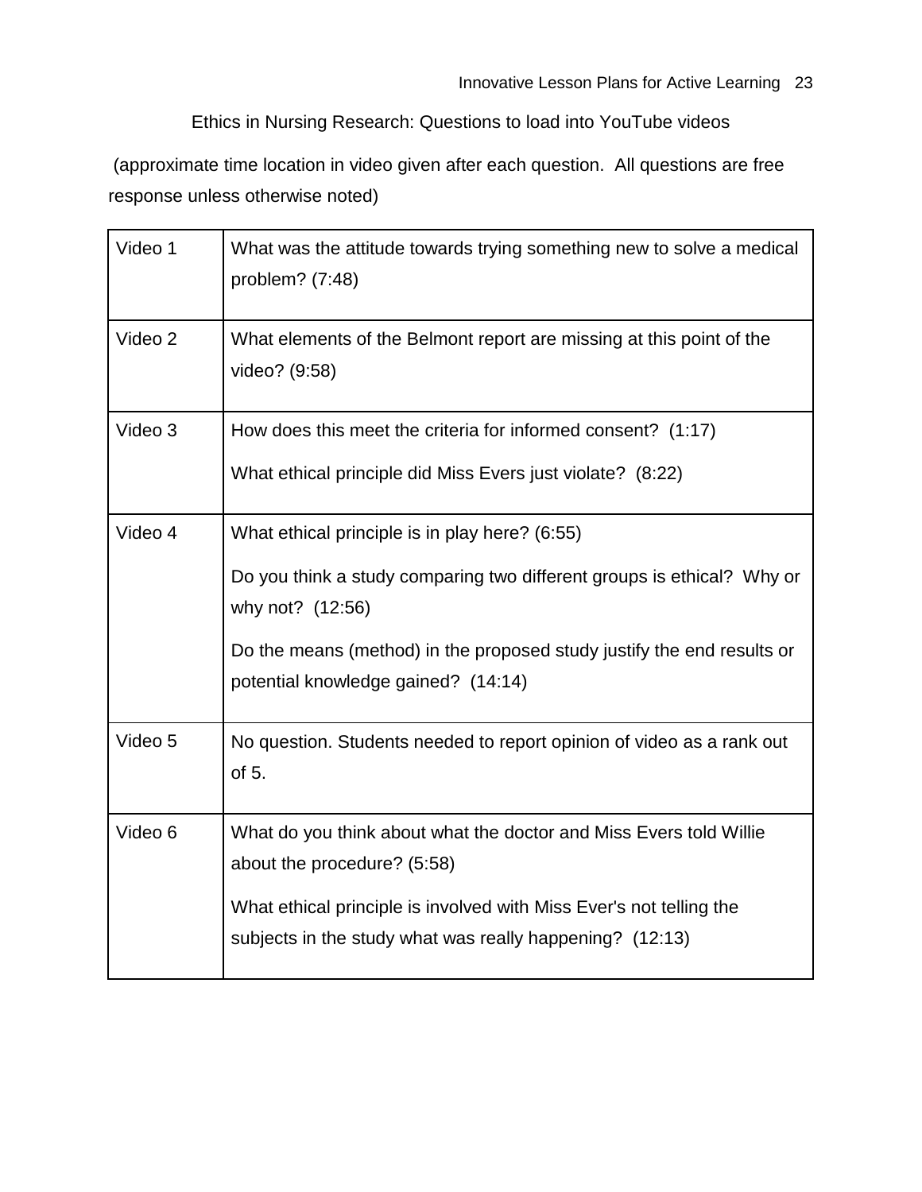Ethics in Nursing Research: Questions to load into YouTube videos

(approximate time location in video given after each question. All questions are free response unless otherwise noted)

| | |
|---|---|
| Video 1 | What was the attitude towards trying something new to solve a medical problem? (7:48) |
| Video 2 | What elements of the Belmont report are missing at this point of the video? (9:58) |
| Video 3 | How does this meet the criteria for informed consent? (1:17)<br><br>What ethical principle did Miss Evers just violate? (8:22) |
| Video 4 | What ethical principle is in play here? (6:55)<br><br>Do you think a study comparing two different groups is ethical? Why or why not? (12:56)<br><br>Do the means (method) in the proposed study justify the end results or potential knowledge gained? (14:14) |
| Video 5 | No question. Students needed to report opinion of video as a rank out of 5. |
| Video 6 | What do you think about what the doctor and Miss Evers told Willie about the procedure? (5:58)<br><br>What ethical principle is involved with Miss Ever's not telling the subjects in the study what was really happening? (12:13) |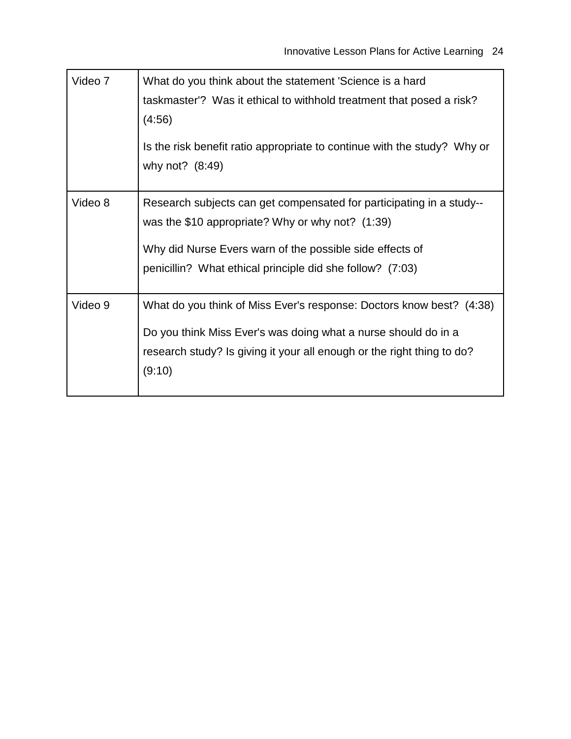| | |
|---|---|
| Video 7 | What do you think about the statement 'Science is a hard taskmaster'? Was it ethical to withhold treatment that posed a risk? (4:56)<br><br>Is the risk benefit ratio appropriate to continue with the study? Why or why not? (8:49) |
| Video 8 | Research subjects can get compensated for participating in a study--was the $10 appropriate? Why or why not? (1:39)<br><br>Why did Nurse Evers warn of the possible side effects of penicillin? What ethical principle did she follow? (7:03) |
| Video 9 | What do you think of Miss Ever's response: Doctors know best? (4:38)<br><br>Do you think Miss Ever's was doing what a nurse should do in a research study? Is giving it your all enough or the right thing to do? (9:10) |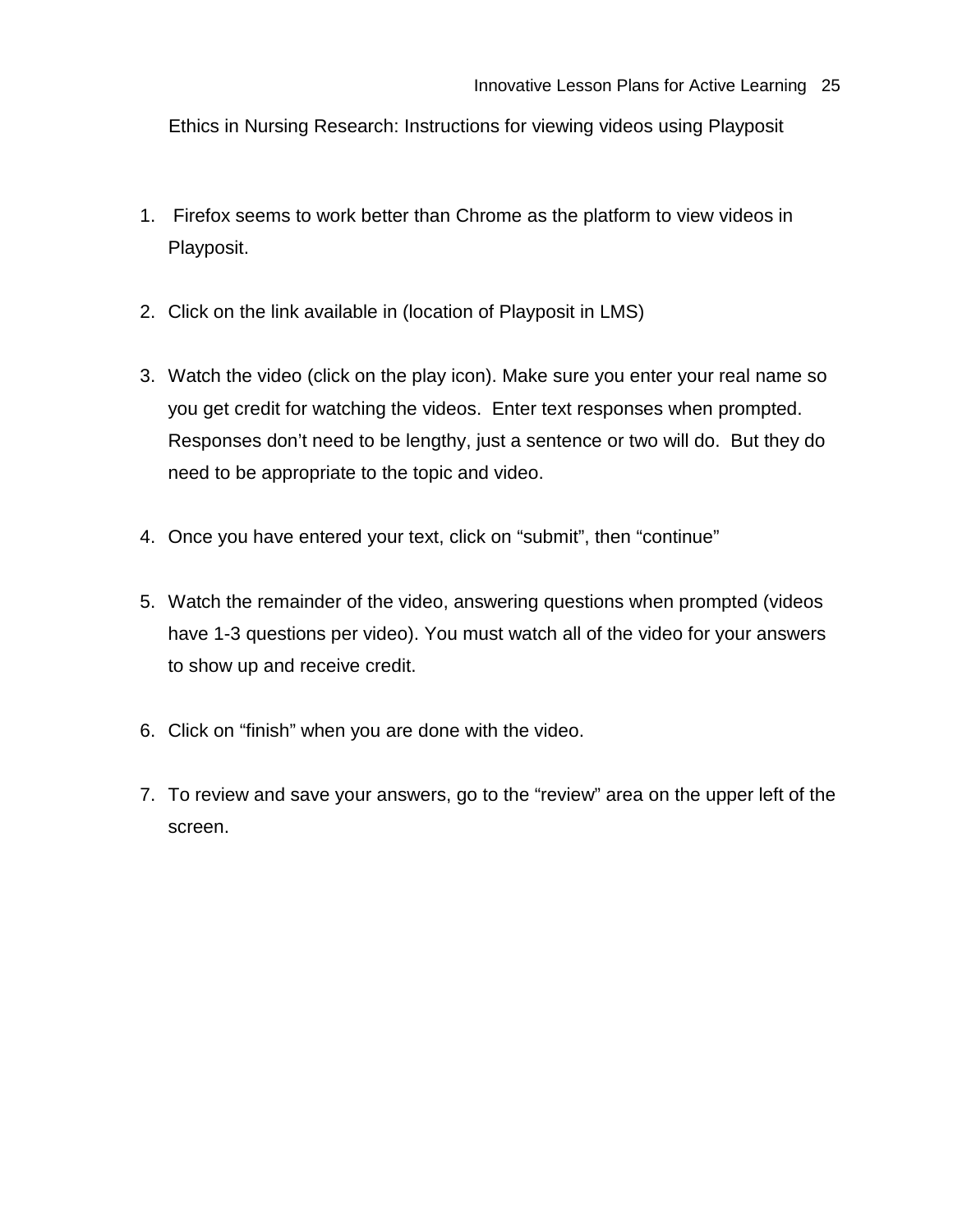Ethics in Nursing Research: Instructions for viewing videos using Playposit

1. Firefox seems to work better than Chrome as the platform to view videos in Playposit.

2. Click on the link available in (location of Playposit in LMS)

3. Watch the video (click on the play icon). Make sure you enter your real name so you get credit for watching the videos. Enter text responses when prompted. Responses don't need to be lengthy, just a sentence or two will do. But they do need to be appropriate to the topic and video.

4. Once you have entered your text, click on "submit", then "continue"

5. Watch the remainder of the video, answering questions when prompted (videos have 1-3 questions per video). You must watch all of the video for your answers to show up and receive credit.

6. Click on "finish" when you are done with the video.

7. To review and save your answers, go to the "review" area on the upper left of the screen.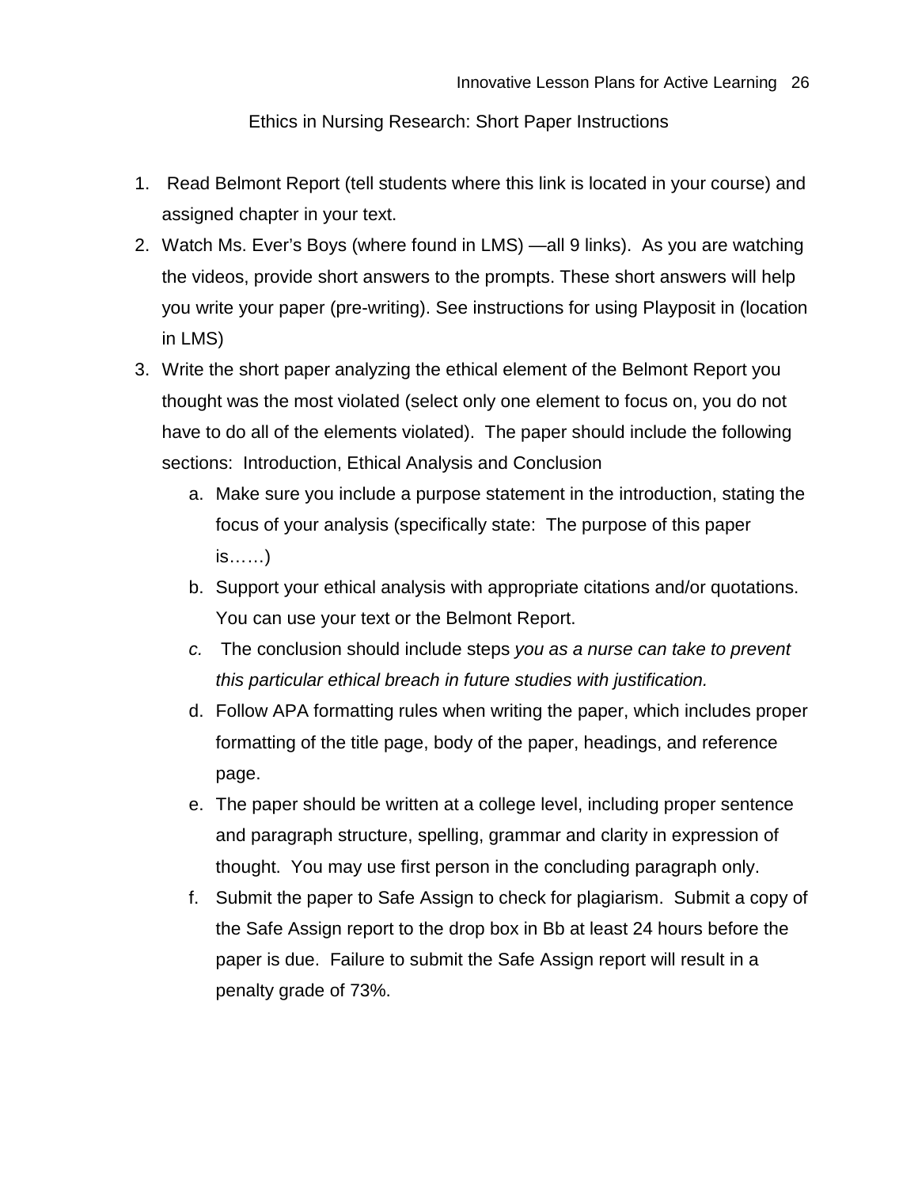## Ethics in Nursing Research: Short Paper Instructions

1. Read Belmont Report (tell students where this link is located in your course) and assigned chapter in your text.
2. Watch Ms. Ever's Boys (where found in LMS) —all 9 links). As you are watching the videos, provide short answers to the prompts. These short answers will help you write your paper (pre-writing). See instructions for using Playposit in (location in LMS)
3. Write the short paper analyzing the ethical element of the Belmont Report you thought was the most violated (select only one element to focus on, you do not have to do all of the elements violated). The paper should include the following sections: Introduction, Ethical Analysis and Conclusion
   a. Make sure you include a purpose statement in the introduction, stating the focus of your analysis (specifically state: The purpose of this paper is……)
   b. Support your ethical analysis with appropriate citations and/or quotations. You can use your text or the Belmont Report.
   c. The conclusion should include steps *you as a nurse can take to prevent this particular ethical breach in future studies with justification.*
   d. Follow APA formatting rules when writing the paper, which includes proper formatting of the title page, body of the paper, headings, and reference page.
   e. The paper should be written at a college level, including proper sentence and paragraph structure, spelling, grammar and clarity in expression of thought. You may use first person in the concluding paragraph only.
   f. Submit the paper to Safe Assign to check for plagiarism. Submit a copy of the Safe Assign report to the drop box in Bb at least 24 hours before the paper is due. Failure to submit the Safe Assign report will result in a penalty grade of 73%.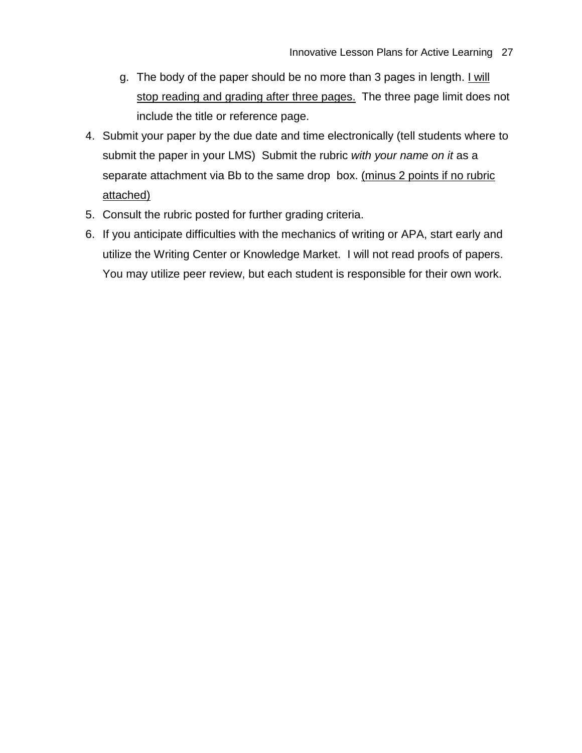g. The body of the paper should be no more than 3 pages in length. <u>I will stop reading and grading after three pages.</u> The three page limit does not include the title or reference page.

4. Submit your paper by the due date and time electronically (tell students where to submit the paper in your LMS) Submit the rubric *with your name on it* as a separate attachment via Bb to the same drop box. <u>(minus 2 points if no rubric attached)</u>
5. Consult the rubric posted for further grading criteria.
6. If you anticipate difficulties with the mechanics of writing or APA, start early and utilize the Writing Center or Knowledge Market. I will not read proofs of papers. You may utilize peer review, but each student is responsible for their own work.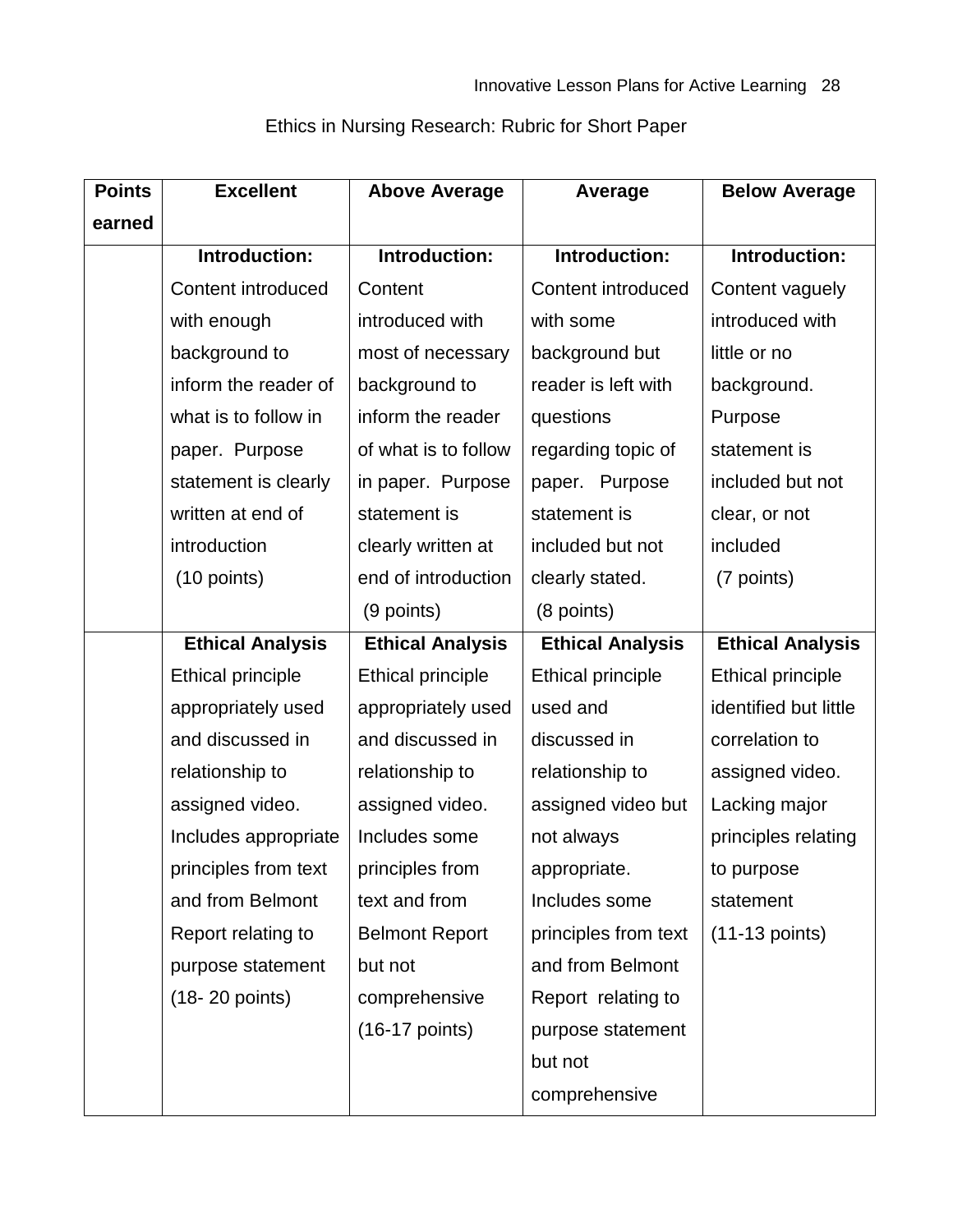Ethics in Nursing Research: Rubric for Short Paper

| Points earned | Excellent | Above Average | Average | Below Average |
|---|---|---|---|---|
| | **Introduction:** Content introduced with enough background to inform the reader of what is to follow in paper. Purpose statement is clearly written at end of introduction (10 points) | **Introduction:** Content introduced with most of necessary background to inform the reader of what is to follow in paper. Purpose statement is clearly written at end of introduction (9 points) | **Introduction:** Content introduced with some background but reader is left with questions regarding topic of paper. Purpose statement is included but not clearly stated. (8 points) | **Introduction:** Content vaguely introduced with little or no background. Purpose statement is included but not clear, or not included (7 points) |
| | **Ethical Analysis** Ethical principle appropriately used and discussed in relationship to assigned video. Includes appropriate principles from text and from Belmont Report relating to purpose statement (18- 20 points) | **Ethical Analysis** Ethical principle appropriately used and discussed in relationship to assigned video. Includes some principles from text and from Belmont Report but not comprehensive (16-17 points) | **Ethical Analysis** Ethical principle used and discussed in relationship to assigned video but not always appropriate. Includes some principles from text and from Belmont Report relating to purpose statement but not comprehensive | **Ethical Analysis** Ethical principle identified but little correlation to assigned video. Lacking major principles relating to purpose statement (11-13 points) |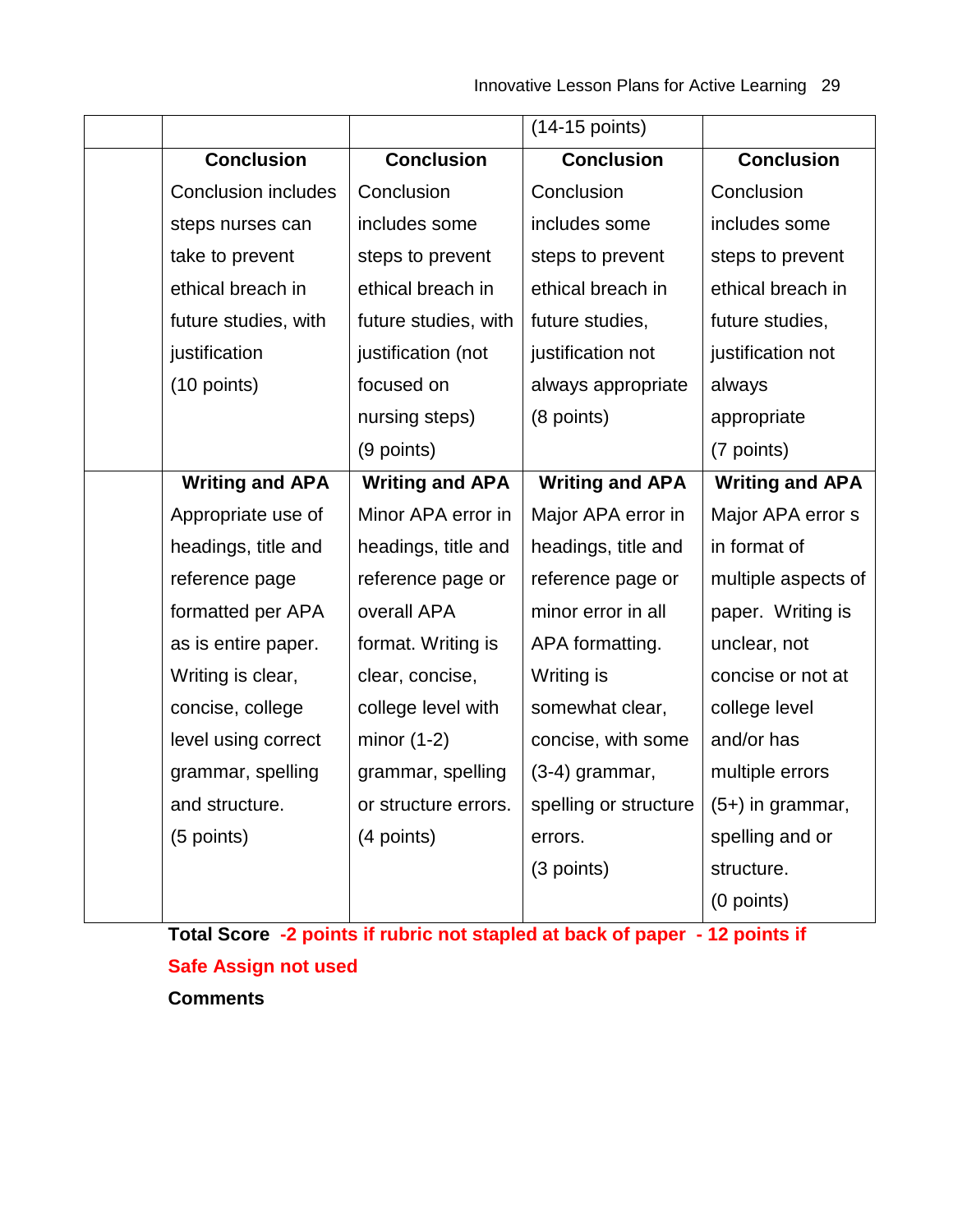| | | | | |
|---|---|---|---|---|
| | | | (14-15 points) | |
| | **Conclusion** Conclusion includes steps nurses can take to prevent ethical breach in future studies, with justification (10 points) | **Conclusion** Conclusion includes some steps to prevent ethical breach in future studies, with justification (not focused on nursing steps) (9 points) | **Conclusion** Conclusion includes some steps to prevent ethical breach in future studies, justification not always appropriate (8 points) | **Conclusion** Conclusion includes some steps to prevent ethical breach in future studies, justification not always appropriate (7 points) |
| | **Writing and APA** Appropriate use of headings, title and reference page formatted per APA as is entire paper. Writing is clear, concise, college level using correct grammar, spelling and structure. (5 points) | **Writing and APA** Minor APA error in headings, title and reference page or overall APA format. Writing is clear, concise, college level with minor (1-2) grammar, spelling or structure errors. (4 points) | **Writing and APA** Major APA error in headings, title and reference page or minor error in all APA formatting. Writing is somewhat clear, concise, with some (3-4) grammar, spelling or structure errors. (3 points) | **Writing and APA** Major APA error s in format of multiple aspects of paper. Writing is unclear, not concise or not at college level and/or has multiple errors (5+) in grammar, spelling and or structure. (0 points) |

**Total Score** **-2 points if rubric not stapled at back of paper - 12 points if Safe Assign not used**

**Comments**